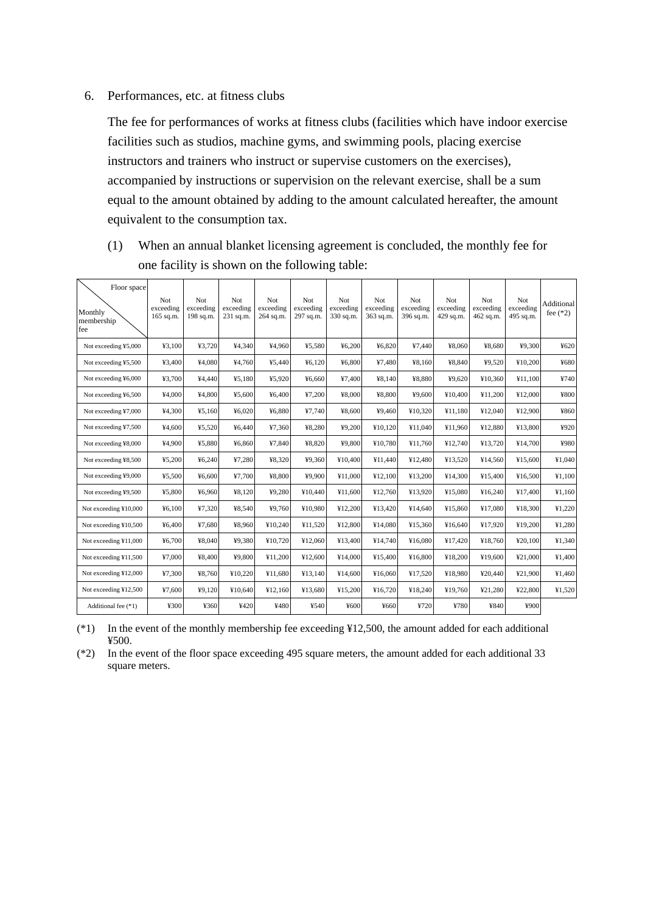6. Performances, etc. at fitness clubs

The fee for performances of works at fitness clubs (facilities which have indoor exercise facilities such as studios, machine gyms, and swimming pools, placing exercise instructors and trainers who instruct or supervise customers on the exercises), accompanied by instructions or supervision on the relevant exercise, shall be a sum equal to the amount obtained by adding to the amount calculated hereafter, the amount equivalent to the consumption tax.

(1) When an annual blanket licensing agreement is concluded, the monthly fee for one facility is shown on the following table:

| Floor space / Monthly membership fee | Not exceeding 165 sq.m. | Not exceeding 198 sq.m. | Not exceeding 231 sq.m. | Not exceeding 264 sq.m. | Not exceeding 297 sq.m. | Not exceeding 330 sq.m. | Not exceeding 363 sq.m. | Not exceeding 396 sq.m. | Not exceeding 429 sq.m. | Not exceeding 462 sq.m. | Not exceeding 495 sq.m. | Additional fee (*2) |
|---|---|---|---|---|---|---|---|---|---|---|---|---|
| Not exceeding ¥5,000 | ¥3,100 | ¥3,720 | ¥4,340 | ¥4,960 | ¥5,580 | ¥6,200 | ¥6,820 | ¥7,440 | ¥8,060 | ¥8,680 | ¥9,300 | ¥620 |
| Not exceeding ¥5,500 | ¥3,400 | ¥4,080 | ¥4,760 | ¥5,440 | ¥6,120 | ¥6,800 | ¥7,480 | ¥8,160 | ¥8,840 | ¥9,520 | ¥10,200 | ¥680 |
| Not exceeding ¥6,000 | ¥3,700 | ¥4,440 | ¥5,180 | ¥5,920 | ¥6,660 | ¥7,400 | ¥8,140 | ¥8,880 | ¥9,620 | ¥10,360 | ¥11,100 | ¥740 |
| Not exceeding ¥6,500 | ¥4,000 | ¥4,800 | ¥5,600 | ¥6,400 | ¥7,200 | ¥8,000 | ¥8,800 | ¥9,600 | ¥10,400 | ¥11,200 | ¥12,000 | ¥800 |
| Not exceeding ¥7,000 | ¥4,300 | ¥5,160 | ¥6,020 | ¥6,880 | ¥7,740 | ¥8,600 | ¥9,460 | ¥10,320 | ¥11,180 | ¥12,040 | ¥12,900 | ¥860 |
| Not exceeding ¥7,500 | ¥4,600 | ¥5,520 | ¥6,440 | ¥7,360 | ¥8,280 | ¥9,200 | ¥10,120 | ¥11,040 | ¥11,960 | ¥12,880 | ¥13,800 | ¥920 |
| Not exceeding ¥8,000 | ¥4,900 | ¥5,880 | ¥6,860 | ¥7,840 | ¥8,820 | ¥9,800 | ¥10,780 | ¥11,760 | ¥12,740 | ¥13,720 | ¥14,700 | ¥980 |
| Not exceeding ¥8,500 | ¥5,200 | ¥6,240 | ¥7,280 | ¥8,320 | ¥9,360 | ¥10,400 | ¥11,440 | ¥12,480 | ¥13,520 | ¥14,560 | ¥15,600 | ¥1,040 |
| Not exceeding ¥9,000 | ¥5,500 | ¥6,600 | ¥7,700 | ¥8,800 | ¥9,900 | ¥11,000 | ¥12,100 | ¥13,200 | ¥14,300 | ¥15,400 | ¥16,500 | ¥1,100 |
| Not exceeding ¥9,500 | ¥5,800 | ¥6,960 | ¥8,120 | ¥9,280 | ¥10,440 | ¥11,600 | ¥12,760 | ¥13,920 | ¥15,080 | ¥16,240 | ¥17,400 | ¥1,160 |
| Not exceeding ¥10,000 | ¥6,100 | ¥7,320 | ¥8,540 | ¥9,760 | ¥10,980 | ¥12,200 | ¥13,420 | ¥14,640 | ¥15,860 | ¥17,080 | ¥18,300 | ¥1,220 |
| Not exceeding ¥10,500 | ¥6,400 | ¥7,680 | ¥8,960 | ¥10,240 | ¥11,520 | ¥12,800 | ¥14,080 | ¥15,360 | ¥16,640 | ¥17,920 | ¥19,200 | ¥1,280 |
| Not exceeding ¥11,000 | ¥6,700 | ¥8,040 | ¥9,380 | ¥10,720 | ¥12,060 | ¥13,400 | ¥14,740 | ¥16,080 | ¥17,420 | ¥18,760 | ¥20,100 | ¥1,340 |
| Not exceeding ¥11,500 | ¥7,000 | ¥8,400 | ¥9,800 | ¥11,200 | ¥12,600 | ¥14,000 | ¥15,400 | ¥16,800 | ¥18,200 | ¥19,600 | ¥21,000 | ¥1,400 |
| Not exceeding ¥12,000 | ¥7,300 | ¥8,760 | ¥10,220 | ¥11,680 | ¥13,140 | ¥14,600 | ¥16,060 | ¥17,520 | ¥18,980 | ¥20,440 | ¥21,900 | ¥1,460 |
| Not exceeding ¥12,500 | ¥7,600 | ¥9,120 | ¥10,640 | ¥12,160 | ¥13,680 | ¥15,200 | ¥16,720 | ¥18,240 | ¥19,760 | ¥21,280 | ¥22,800 | ¥1,520 |
| Additional fee (*1) | ¥300 | ¥360 | ¥420 | ¥480 | ¥540 | ¥600 | ¥660 | ¥720 | ¥780 | ¥840 | ¥900 | |

(*1) In the event of the monthly membership fee exceeding ¥12,500, the amount added for each additional ¥500.

(*2) In the event of the floor space exceeding 495 square meters, the amount added for each additional 33 square meters.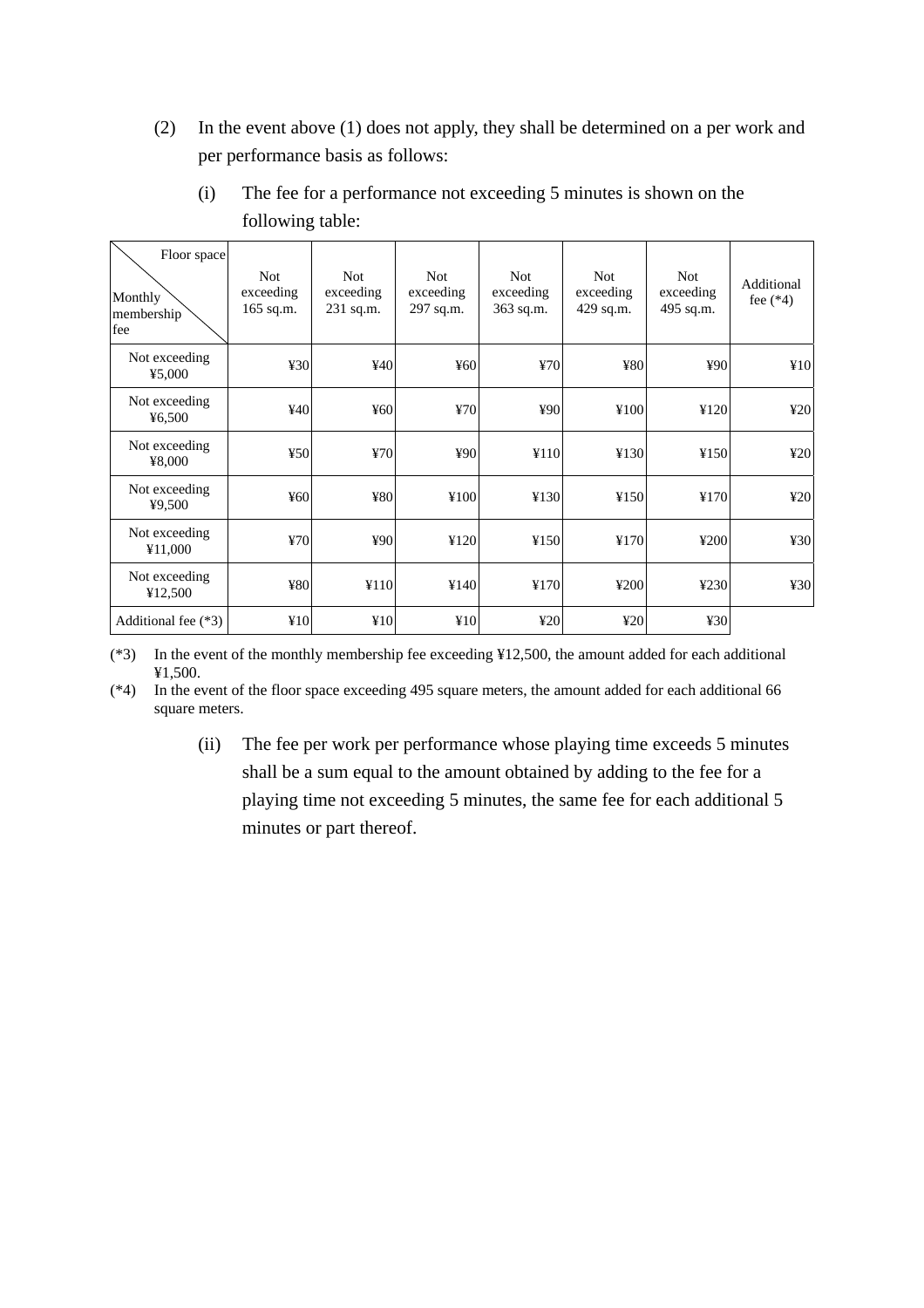(2) In the event above (1) does not apply, they shall be determined on a per work and per performance basis as follows:

(i) The fee for a performance not exceeding 5 minutes is shown on the following table:

| Monthly membership fee \ Floor space | Not exceeding 165 sq.m. | Not exceeding 231 sq.m. | Not exceeding 297 sq.m. | Not exceeding 363 sq.m. | Not exceeding 429 sq.m. | Not exceeding 495 sq.m. | Additional fee (*4) |
|---|---|---|---|---|---|---|---|
| Not exceeding ¥5,000 | ¥30 | ¥40 | ¥60 | ¥70 | ¥80 | ¥90 | ¥10 |
| Not exceeding ¥6,500 | ¥40 | ¥60 | ¥70 | ¥90 | ¥100 | ¥120 | ¥20 |
| Not exceeding ¥8,000 | ¥50 | ¥70 | ¥90 | ¥110 | ¥130 | ¥150 | ¥20 |
| Not exceeding ¥9,500 | ¥60 | ¥80 | ¥100 | ¥130 | ¥150 | ¥170 | ¥20 |
| Not exceeding ¥11,000 | ¥70 | ¥90 | ¥120 | ¥150 | ¥170 | ¥200 | ¥30 |
| Not exceeding ¥12,500 | ¥80 | ¥110 | ¥140 | ¥170 | ¥200 | ¥230 | ¥30 |
| Additional fee (*3) | ¥10 | ¥10 | ¥10 | ¥20 | ¥20 | ¥30 | |

(*3) In the event of the monthly membership fee exceeding ¥12,500, the amount added for each additional ¥1,500.

(*4) In the event of the floor space exceeding 495 square meters, the amount added for each additional 66 square meters.

(ii) The fee per work per performance whose playing time exceeds 5 minutes shall be a sum equal to the amount obtained by adding to the fee for a playing time not exceeding 5 minutes, the same fee for each additional 5 minutes or part thereof.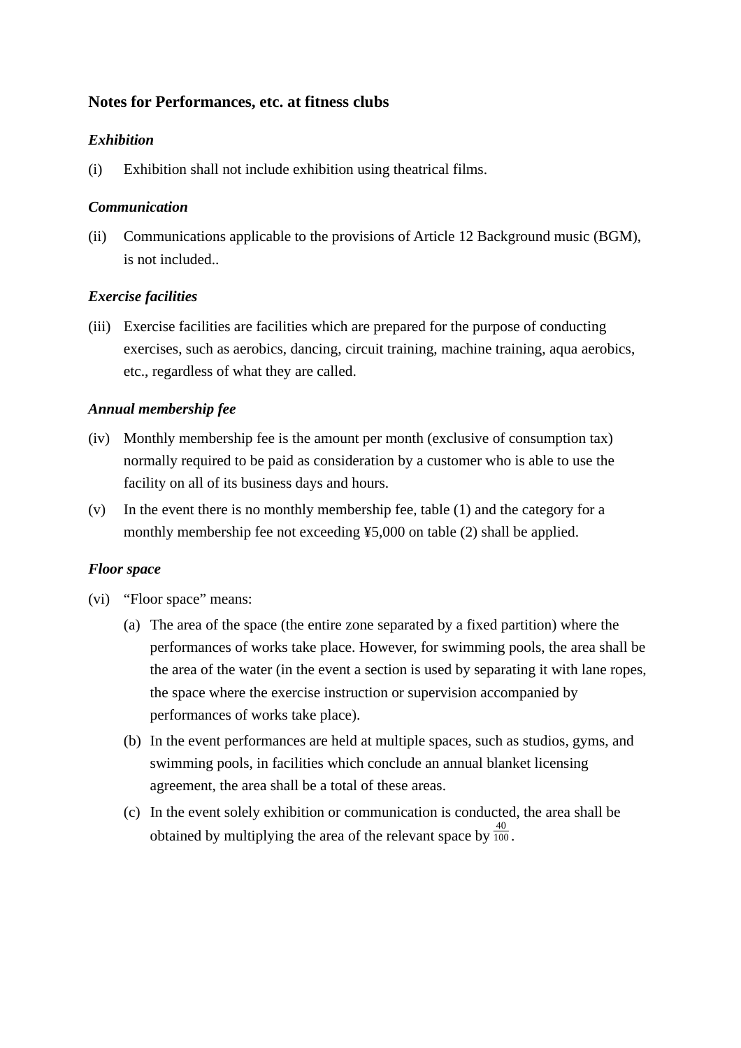## Notes for Performances, etc. at fitness clubs

***Exhibition***

(i) Exhibition shall not include exhibition using theatrical films.

***Communication***

(ii) Communications applicable to the provisions of Article 12 Background music (BGM), is not included..

***Exercise facilities***

(iii) Exercise facilities are facilities which are prepared for the purpose of conducting exercises, such as aerobics, dancing, circuit training, machine training, aqua aerobics, etc., regardless of what they are called.

***Annual membership fee***

(iv) Monthly membership fee is the amount per month (exclusive of consumption tax) normally required to be paid as consideration by a customer who is able to use the facility on all of its business days and hours.

(v) In the event there is no monthly membership fee, table (1) and the category for a monthly membership fee not exceeding ¥5,000 on table (2) shall be applied.

***Floor space***

(vi) "Floor space" means:

- (a) The area of the space (the entire zone separated by a fixed partition) where the performances of works take place. However, for swimming pools, the area shall be the area of the water (in the event a section is used by separating it with lane ropes, the space where the exercise instruction or supervision accompanied by performances of works take place).
- (b) In the event performances are held at multiple spaces, such as studios, gyms, and swimming pools, in facilities which conclude an annual blanket licensing agreement, the area shall be a total of these areas.
- (c) In the event solely exhibition or communication is conducted, the area shall be obtained by multiplying the area of the relevant space by $\frac{40}{100}$.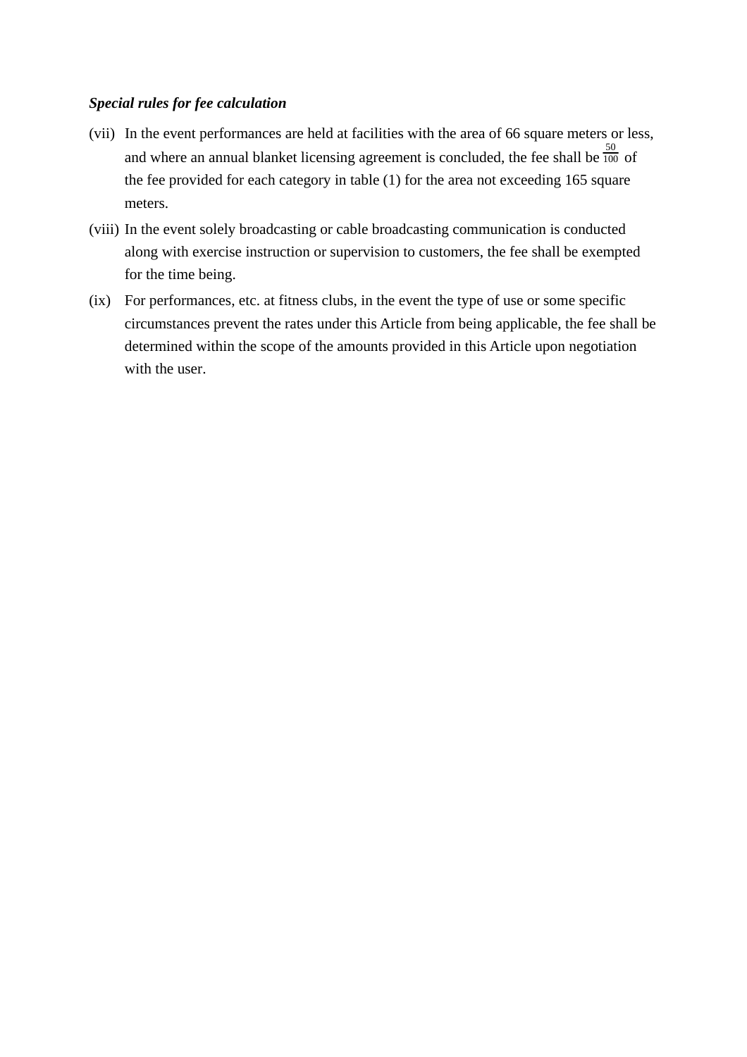***Special rules for fee calculation***

(vii) In the event performances are held at facilities with the area of 66 square meters or less, and where an annual blanket licensing agreement is concluded, the fee shall be $\frac{50}{100}$ of the fee provided for each category in table (1) for the area not exceeding 165 square meters.

(viii) In the event solely broadcasting or cable broadcasting communication is conducted along with exercise instruction or supervision to customers, the fee shall be exempted for the time being.

(ix) For performances, etc. at fitness clubs, in the event the type of use or some specific circumstances prevent the rates under this Article from being applicable, the fee shall be determined within the scope of the amounts provided in this Article upon negotiation with the user.